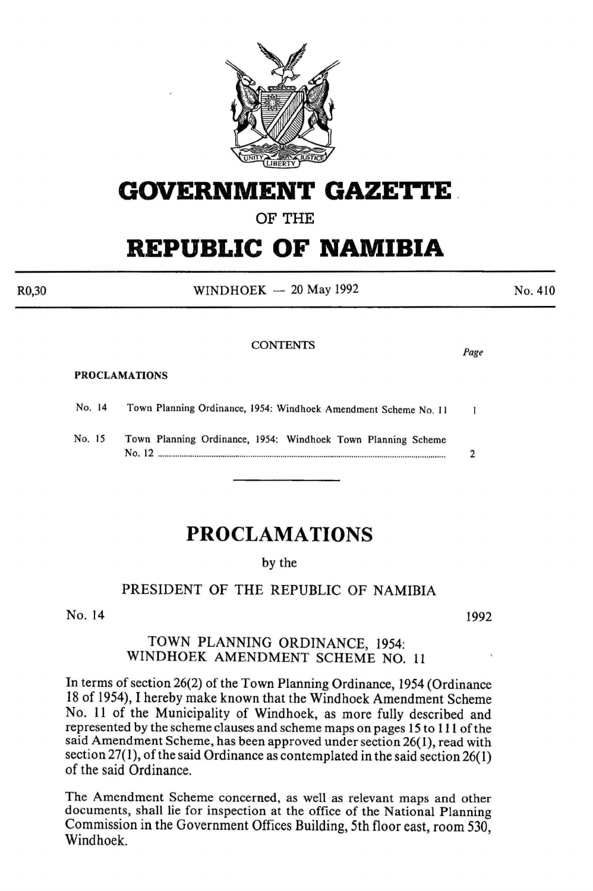# GOVERNMENT GAZETTE

OF THE

# REPUBLIC OF NAMIBIA

R0,30 WINDHOEK — 20 May 1992 No. 410

CONTENTS

| | | Page |
|---|---|---|
| **PROCLAMATIONS** | | |
| No. 14 | Town Planning Ordinance, 1954: Windhoek Amendment Scheme No. 11 | 1 |
| No. 15 | Town Planning Ordinance, 1954: Windhoek Town Planning Scheme No. 12 | 2 |

---

## PROCLAMATIONS

by the

PRESIDENT OF THE REPUBLIC OF NAMIBIA

No. 14 1992

### TOWN PLANNING ORDINANCE, 1954: WINDHOEK AMENDMENT SCHEME NO. 11

In terms of section 26(2) of the Town Planning Ordinance, 1954 (Ordinance 18 of 1954), I hereby make known that the Windhoek Amendment Scheme No. 11 of the Municipality of Windhoek, as more fully described and represented by the scheme clauses and scheme maps on pages 15 to 111 of the said Amendment Scheme, has been approved under section 26(1), read with section 27(1), of the said Ordinance as contemplated in the said section 26(1) of the said Ordinance.

The Amendment Scheme concerned, as well as relevant maps and other documents, shall lie for inspection at the office of the National Planning Commission in the Government Offices Building, 5th floor east, room 530, Windhoek.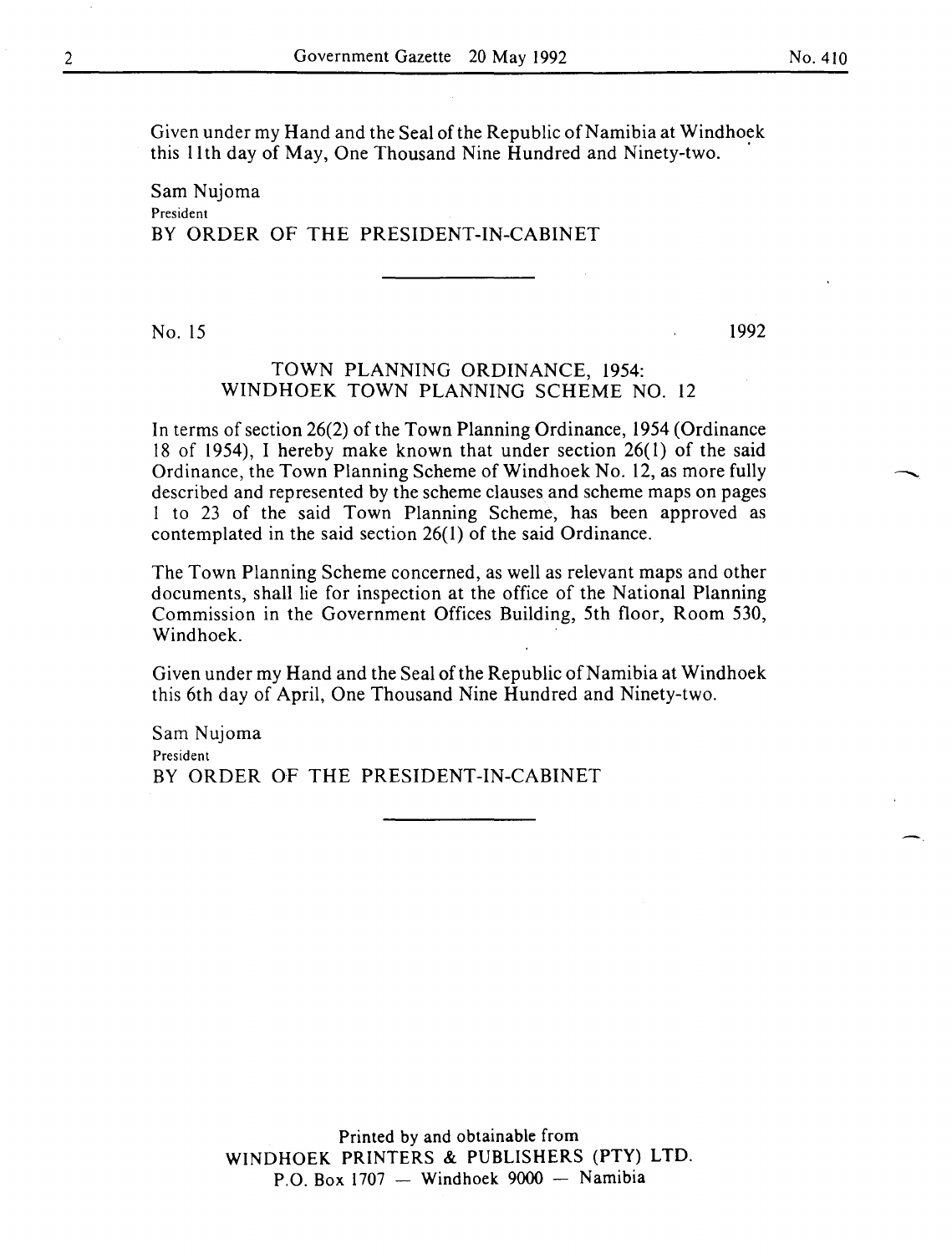Given under my Hand and the Seal of the Republic of Namibia at Windhoek this 11th day of May, One Thousand Nine Hundred and Ninety-two.

Sam Nujoma
President
BY ORDER OF THE PRESIDENT-IN-CABINET

---

No. 15 1992

## TOWN PLANNING ORDINANCE, 1954: WINDHOEK TOWN PLANNING SCHEME NO. 12

In terms of section 26(2) of the Town Planning Ordinance, 1954 (Ordinance 18 of 1954), I hereby make known that under section 26(1) of the said Ordinance, the Town Planning Scheme of Windhoek No. 12, as more fully described and represented by the scheme clauses and scheme maps on pages 1 to 23 of the said Town Planning Scheme, has been approved as contemplated in the said section 26(1) of the said Ordinance.

The Town Planning Scheme concerned, as well as relevant maps and other documents, shall lie for inspection at the office of the National Planning Commission in the Government Offices Building, 5th floor, Room 530, Windhoek.

Given under my Hand and the Seal of the Republic of Namibia at Windhoek this 6th day of April, One Thousand Nine Hundred and Ninety-two.

Sam Nujoma
President
BY ORDER OF THE PRESIDENT-IN-CABINET

---

Printed by and obtainable from
WINDHOEK PRINTERS & PUBLISHERS (PTY) LTD.
P.O. Box 1707 — Windhoek 9000 — Namibia